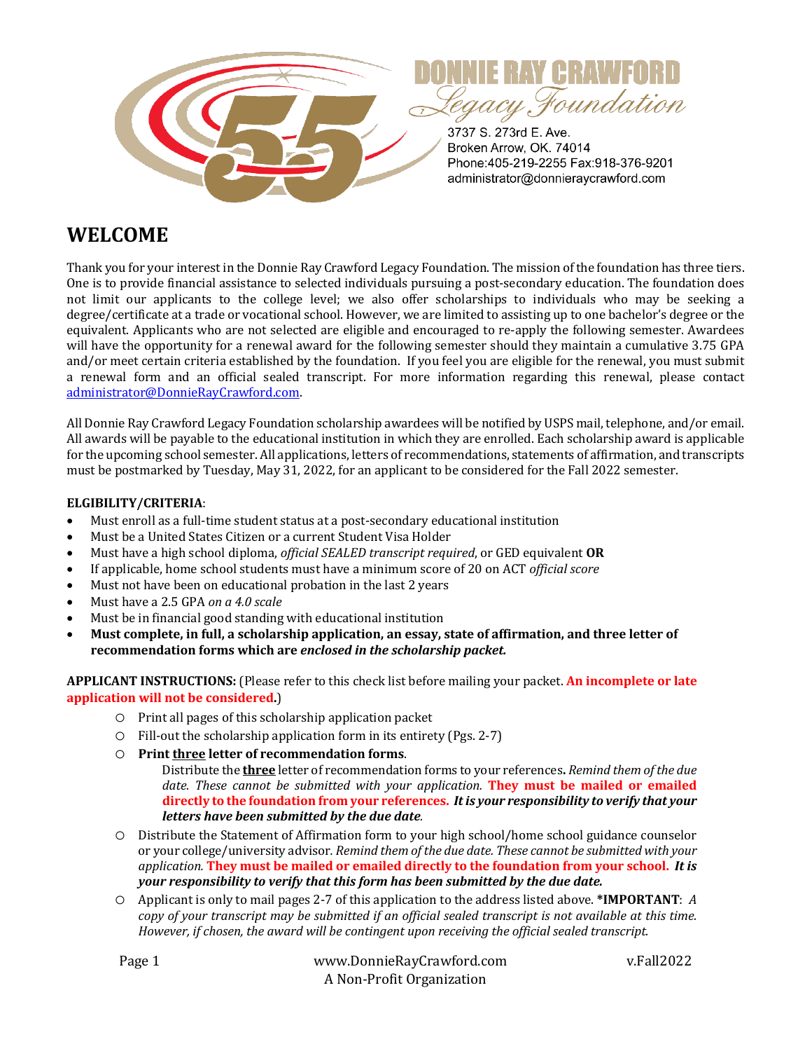DONNIE RAY CRAWFORD
*Legacy Foundation*

3737 S. 273rd E. Ave.
Broken Arrow, OK. 74014
Phone:405-219-2255 Fax:918-376-9201
administrator@donnieraycrawford.com

# WELCOME

Thank you for your interest in the Donnie Ray Crawford Legacy Foundation. The mission of the foundation has three tiers. One is to provide financial assistance to selected individuals pursuing a post-secondary education. The foundation does not limit our applicants to the college level; we also offer scholarships to individuals who may be seeking a degree/certificate at a trade or vocational school. However, we are limited to assisting up to one bachelor's degree or the equivalent. Applicants who are not selected are eligible and encouraged to re-apply the following semester. Awardees will have the opportunity for a renewal award for the following semester should they maintain a cumulative 3.75 GPA and/or meet certain criteria established by the foundation. If you feel you are eligible for the renewal, you must submit a renewal form and an official sealed transcript. For more information regarding this renewal, please contact administrator@DonnieRayCrawford.com.

All Donnie Ray Crawford Legacy Foundation scholarship awardees will be notified by USPS mail, telephone, and/or email. All awards will be payable to the educational institution in which they are enrolled. Each scholarship award is applicable for the upcoming school semester. All applications, letters of recommendations, statements of affirmation, and transcripts must be postmarked by Tuesday, May 31, 2022, for an applicant to be considered for the Fall 2022 semester.

**ELGIBILITY/CRITERIA**:

- Must enroll as a full-time student status at a post-secondary educational institution
- Must be a United States Citizen or a current Student Visa Holder
- Must have a high school diploma, *official SEALED transcript required*, or GED equivalent **OR**
- If applicable, home school students must have a minimum score of 20 on ACT *official score*
- Must not have been on educational probation in the last 2 years
- Must have a 2.5 GPA *on a 4.0 scale*
- Must be in financial good standing with educational institution
- **Must complete, in full, a scholarship application, an essay, state of affirmation, and three letter of recommendation forms which are *enclosed in the scholarship packet.***

**APPLICANT INSTRUCTIONS:** (Please refer to this check list before mailing your packet. **An incomplete or late application will not be considered.**)

- Print all pages of this scholarship application packet
- Fill-out the scholarship application form in its entirety (Pgs. 2-7)
- **Print three letter of recommendation forms**.
  Distribute the **three** letter of recommendation forms to your references**.** *Remind them of the due date. These cannot be submitted with your application.* **They must be mailed or emailed directly to the foundation from your references.** ***It is your responsibility to verify that your letters have been submitted by the due date.***
- Distribute the Statement of Affirmation form to your high school/home school guidance counselor or your college/university advisor*. Remind them of the due date. These cannot be submitted with your application.* **They must be mailed or emailed directly to the foundation from your school.** ***It is your responsibility to verify that this form has been submitted by the due date.***
- Applicant is only to mail pages 2-7 of this application to the address listed above. **\*IMPORTANT**: *A copy of your transcript may be submitted if an official sealed transcript is not available at this time. However, if chosen, the award will be contingent upon receiving the official sealed transcript.*

www.DonnieRayCrawford.com
A Non-Profit Organization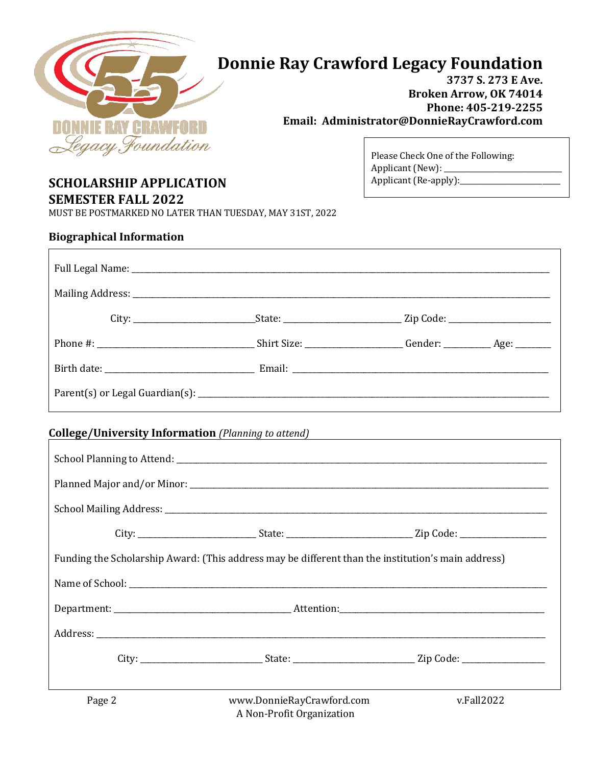# Donnie Ray Crawford Legacy Foundation

**3737 S. 273 E Ave.**
**Broken Arrow, OK 74014**
**Phone: 405-219-2255**
**Email: Administrator@DonnieRayCrawford.com**

Please Check One of the Following:
Applicant (New): ___________________________
Applicant (Re-apply): ______________________

## SCHOLARSHIP APPLICATION
## SEMESTER FALL 2022

MUST BE POSTMARKED NO LATER THAN TUESDAY, MAY 31ST, 2022

### Biographical Information

Full Legal Name: ______________________________________________________________

Mailing Address: ______________________________________________________________

City: _________________________ State: _________________________ Zip Code: _____________________

Phone #: ______________________________ Shirt Size: ___________________ Gender: _________ Age: _______

Birth date: ______________________________ Email: ___________________________________________

Parent(s) or Legal Guardian(s): _________________________________________________

### College/University Information *(Planning to attend)*

School Planning to Attend: _____________________________________________________

Planned Major and/or Minor: ____________________________________________________

School Mailing Address: _______________________________________________________

City: _________________________ State: _________________________ Zip Code: _________________

Funding the Scholarship Award: (This address may be different than the institution's main address)

Name of School: _____________________________________________________________

Department: ______________________________________ Attention: ______________________________________

Address: ___________________________________________________________________

City: _________________________ State: _________________________ Zip Code: _________________

www.DonnieRayCrawford.com
A Non-Profit Organization

v.Fall2022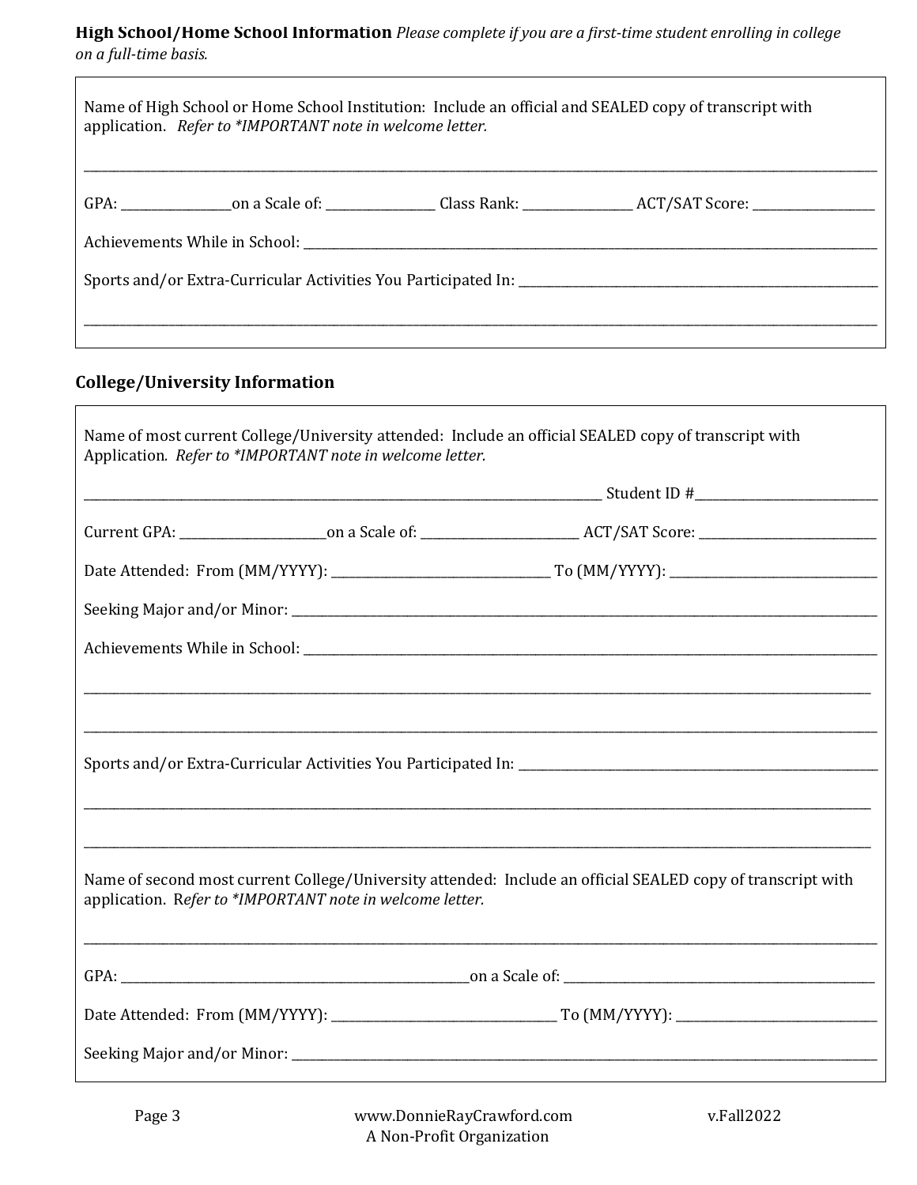**High School/Home School Information** *Please complete if you are a first-time student enrolling in college on a full-time basis.*

Name of High School or Home School Institution: Include an official and SEALED copy of transcript with application. *Refer to *IMPORTANT note in welcome letter.*

_______________________________________________________________________________

GPA: ______________ on a Scale of: ______________ Class Rank: ______________ ACT/SAT Score: ________________

Achievements While in School: _______________________________________________________________

Sports and/or Extra-Curricular Activities You Participated In: __________________________________________

_______________________________________________________________________________

## College/University Information

Name of most current College/University attended: Include an official SEALED copy of transcript with Application*. Refer to *IMPORTANT note in welcome letter.*

_______________________________________________________________ Student ID #________________________

Current GPA: ____________________ on a Scale of: ______________________ ACT/SAT Score: ________________________

Date Attended: From (MM/YYYY): ______________________________ To (MM/YYYY): ____________________________

Seeking Major and/or Minor: _______________________________________________________________

Achievements While in School: _______________________________________________________________

_______________________________________________________________________________

_______________________________________________________________________________

Sports and/or Extra-Curricular Activities You Participated In: __________________________________________

_______________________________________________________________________________

_______________________________________________________________________________

Name of second most current College/University attended: Include an official SEALED copy of transcript with application. R*efer to *IMPORTANT note in welcome letter.*

_______________________________________________________________________________

GPA: ________________________________________________ on a Scale of: ____________________________________________

Date Attended: From (MM/YYYY): ______________________________ To (MM/YYYY): ____________________________

Seeking Major and/or Minor: _______________________________________________________________

www.DonnieRayCrawford.com
A Non-Profit Organization

v.Fall2022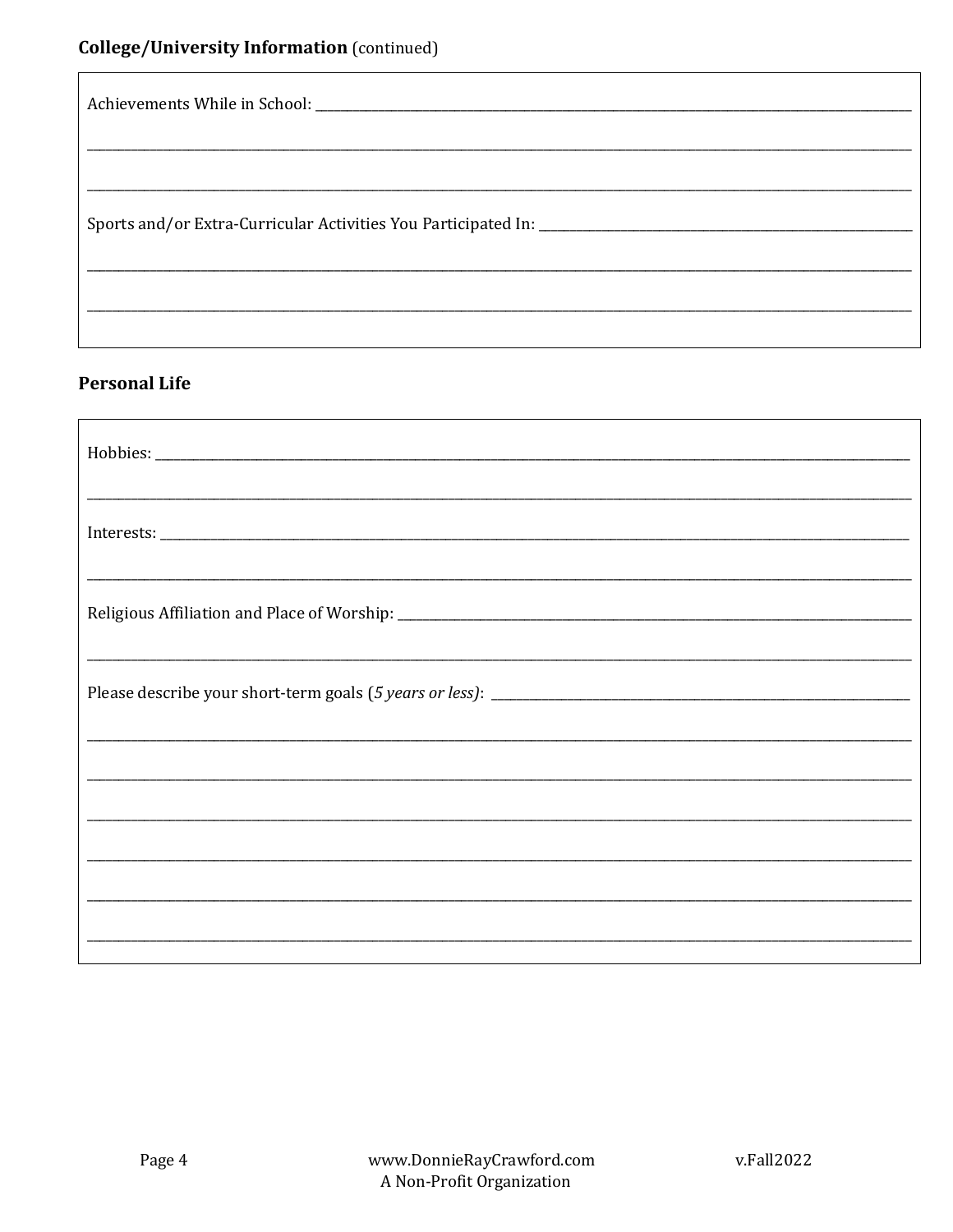**College/University Information** (continued)

Achievements While in School: ___________________________________________________________________________

___________________________________________________________________________________________________

___________________________________________________________________________________________________

Sports and/or Extra-Curricular Activities You Participated In: ____________________________________________

___________________________________________________________________________________________________

___________________________________________________________________________________________________

**Personal Life**

Hobbies: ___________________________________________________________________________________________

___________________________________________________________________________________________________

Interests: __________________________________________________________________________________________

___________________________________________________________________________________________________

Religious Affiliation and Place of Worship: ________________________________________________________________

___________________________________________________________________________________________________

Please describe your short-term goals (*5 years or less*): ______________________________________________________

___________________________________________________________________________________________________

___________________________________________________________________________________________________

___________________________________________________________________________________________________

___________________________________________________________________________________________________

___________________________________________________________________________________________________

___________________________________________________________________________________________________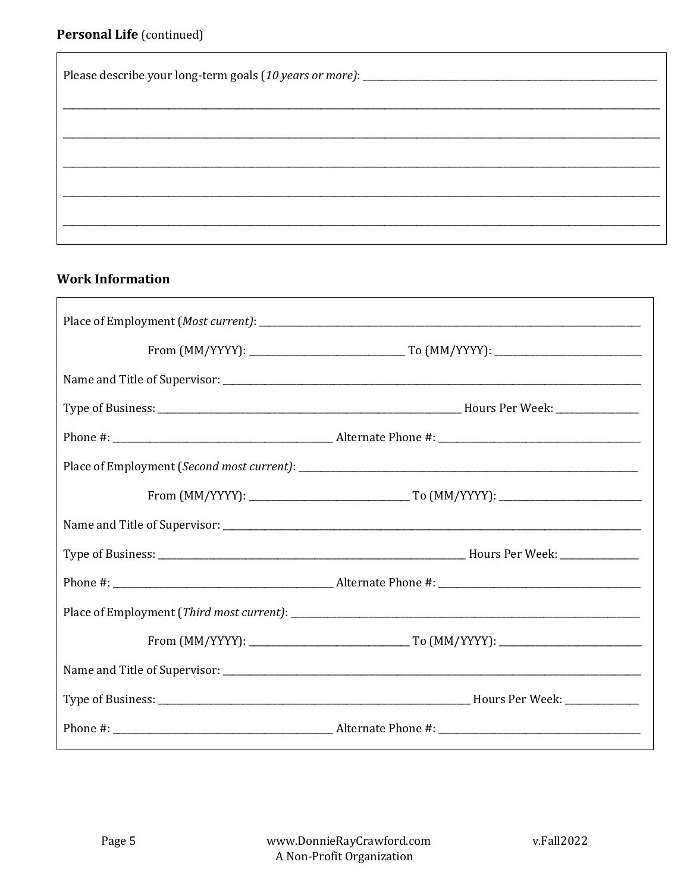**Personal Life** (continued)

Please describe your long-term goals (*10 years or more)*: ______________________________

______________________________________________________________________________

______________________________________________________________________________

______________________________________________________________________________

______________________________________________________________________________

______________________________________________________________________________

### Work Information

Place of Employment (*Most current)*: ______________________________

From (MM/YYYY): ______________ To (MM/YYYY): ______________

Name and Title of Supervisor: ______________________________

Type of Business: ______________________________ Hours Per Week: __________

Phone #: ______________________ Alternate Phone #: ______________________

Place of Employment (*Second most current)*: ______________________________

From (MM/YYYY): ______________ To (MM/YYYY): ______________

Name and Title of Supervisor: ______________________________

Type of Business: ______________________________ Hours Per Week: __________

Phone #: ______________________ Alternate Phone #: ______________________

Place of Employment (*Third most current)*: ______________________________

From (MM/YYYY): ______________ To (MM/YYYY): ______________

Name and Title of Supervisor: ______________________________

Type of Business: ______________________________ Hours Per Week: __________

Phone #: ______________________ Alternate Phone #: ______________________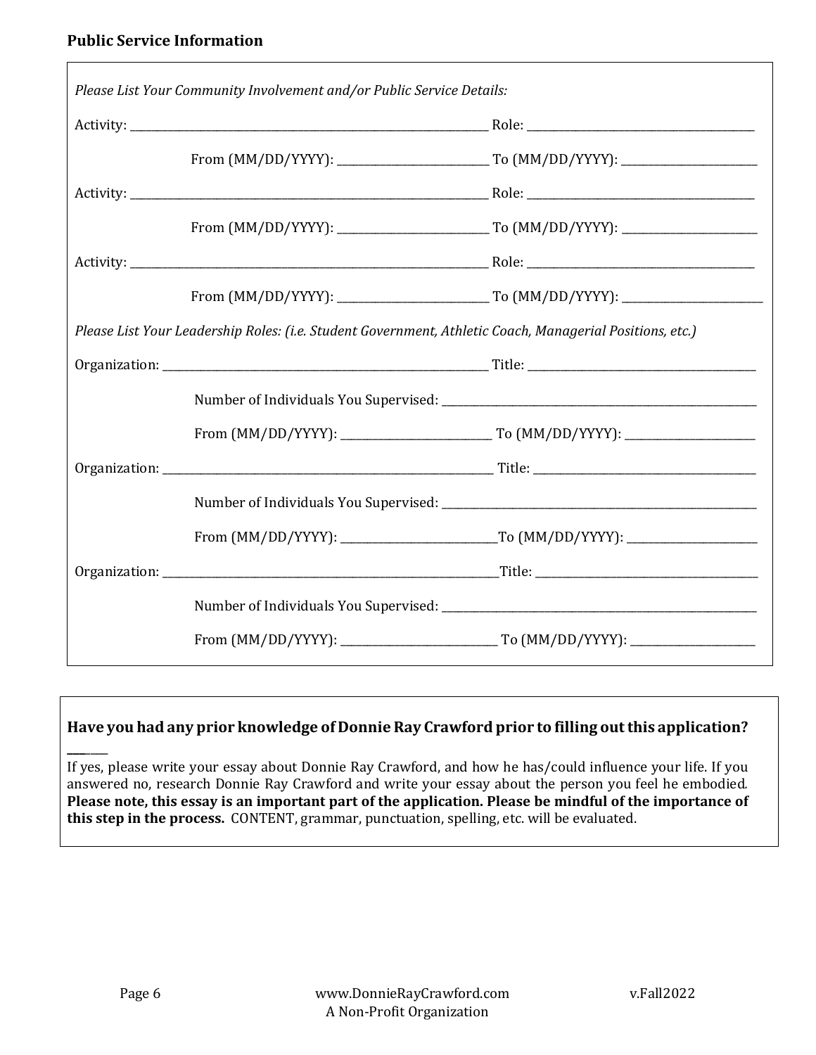**Public Service Information**

*Please List Your Community Involvement and/or Public Service Details:*

Activity: ______________________________ Role: ______________________________

From (MM/DD/YYYY): ______________________ To (MM/DD/YYYY): ______________________

Activity: ______________________________ Role: ______________________________

From (MM/DD/YYYY): ______________________ To (MM/DD/YYYY): ______________________

Activity: ______________________________ Role: ______________________________

From (MM/DD/YYYY): ______________________ To (MM/DD/YYYY): ______________________

*Please List Your Leadership Roles: (i.e. Student Government, Athletic Coach, Managerial Positions, etc.)*

Organization: ______________________________ Title: ______________________________

Number of Individuals You Supervised: ______________________________

From (MM/DD/YYYY): ______________________ To (MM/DD/YYYY): ______________________

Organization: ______________________________ Title: ______________________________

Number of Individuals You Supervised: ______________________________

From (MM/DD/YYYY): ______________________ To (MM/DD/YYYY): ______________________

Organization: ______________________________ Title: ______________________________

Number of Individuals You Supervised: ______________________________

From (MM/DD/YYYY): ______________________ To (MM/DD/YYYY): ______________________

**Have you had any prior knowledge of Donnie Ray Crawford prior to filling out this application?** ______

If yes, please write your essay about Donnie Ray Crawford, and how he has/could influence your life. If you answered no, research Donnie Ray Crawford and write your essay about the person you feel he embodied. **Please note, this essay is an important part of the application. Please be mindful of the importance of this step in the process.** CONTENT, grammar, punctuation, spelling, etc. will be evaluated.

www.DonnieRayCrawford.com
A Non-Profit Organization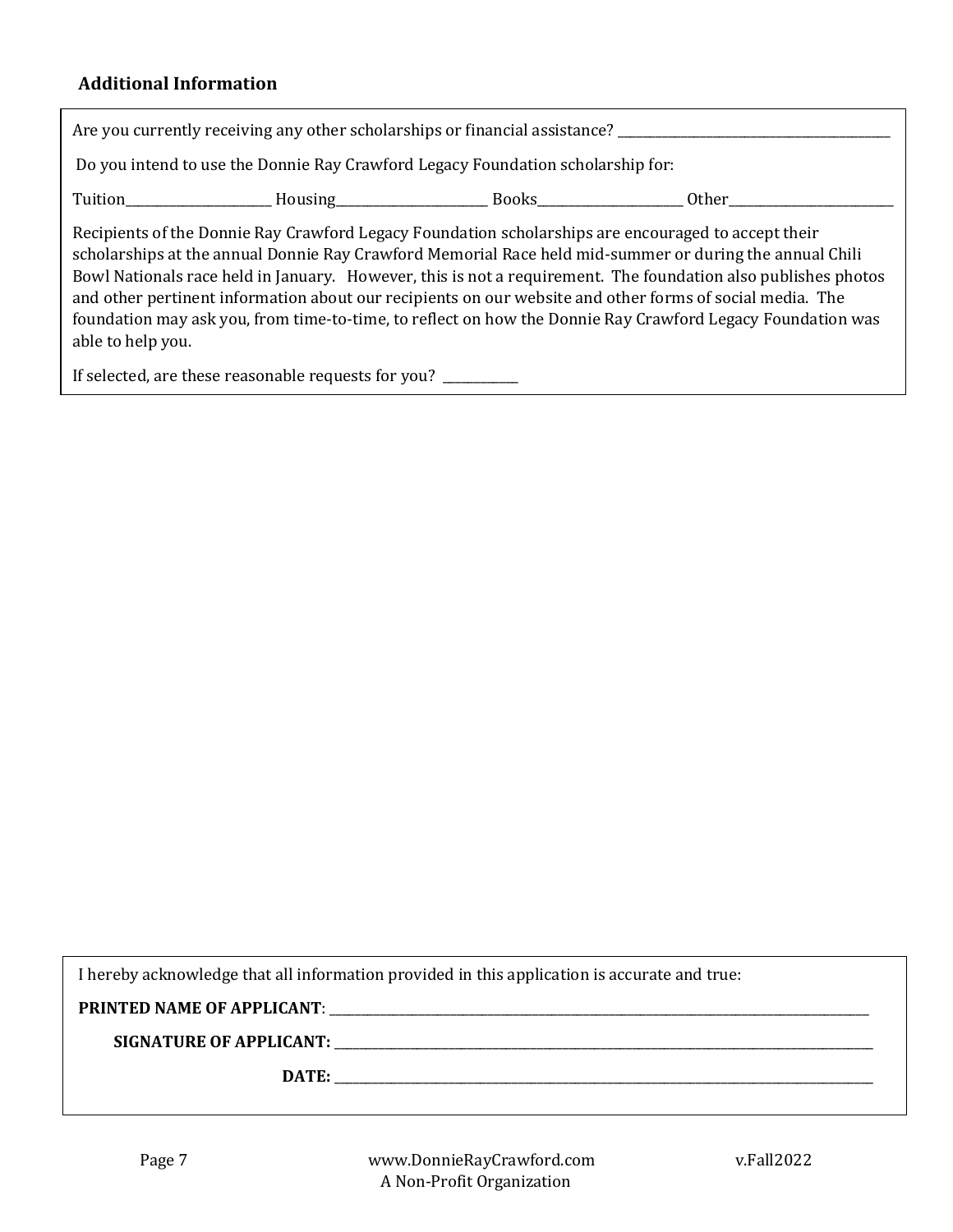### Additional Information

Are you currently receiving any other scholarships or financial assistance? ____________________________________________

Do you intend to use the Donnie Ray Crawford Legacy Foundation scholarship for:

Tuition______________________ Housing______________________ Books______________________ Other________________________

Recipients of the Donnie Ray Crawford Legacy Foundation scholarships are encouraged to accept their scholarships at the annual Donnie Ray Crawford Memorial Race held mid-summer or during the annual Chili Bowl Nationals race held in January. However, this is not a requirement. The foundation also publishes photos and other pertinent information about our recipients on our website and other forms of social media. The foundation may ask you, from time-to-time, to reflect on how the Donnie Ray Crawford Legacy Foundation was able to help you.

If selected, are these reasonable requests for you? ___________

I hereby acknowledge that all information provided in this application is accurate and true:

**PRINTED NAME OF APPLICANT**: ______________________________________________________________________

**SIGNATURE OF APPLICANT:** ______________________________________________________________________

**DATE:** ______________________________________________________________________

www.DonnieRayCrawford.com
A Non-Profit Organization

v.Fall2022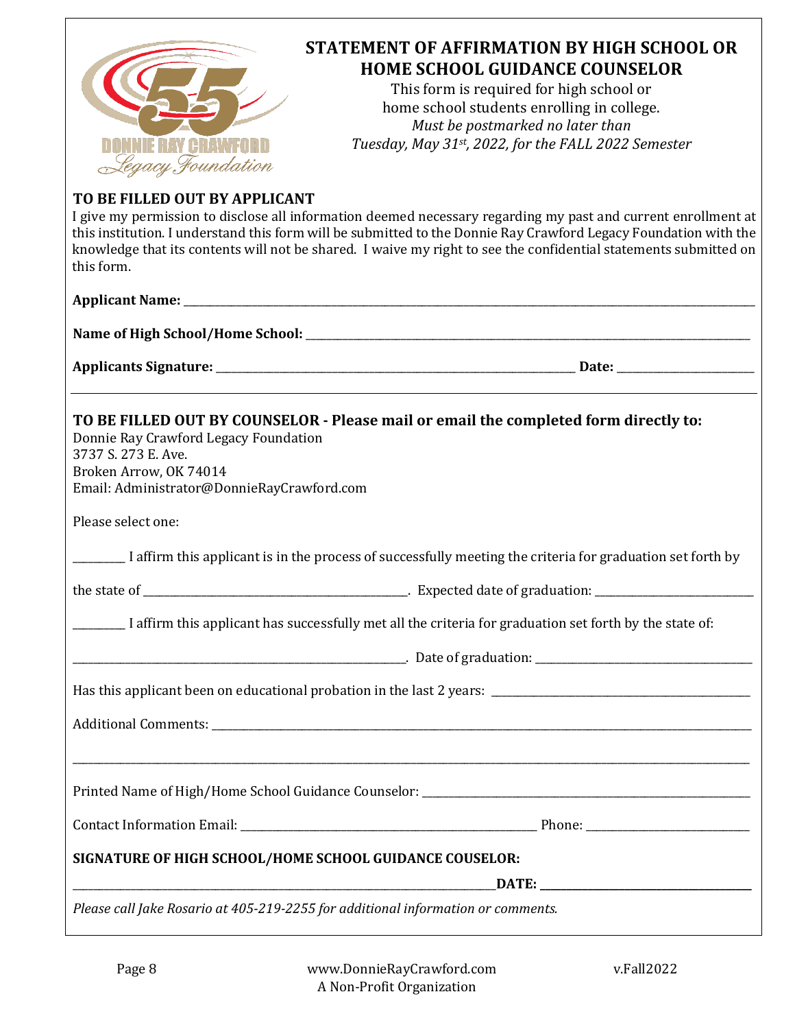# STATEMENT OF AFFIRMATION BY HIGH SCHOOL OR HOME SCHOOL GUIDANCE COUNSELOR

This form is required for high school or home school students enrolling in college.

*Must be postmarked no later than Tuesday, May 31st, 2022, for the FALL 2022 Semester*

## TO BE FILLED OUT BY APPLICANT

I give my permission to disclose all information deemed necessary regarding my past and current enrollment at this institution. I understand this form will be submitted to the Donnie Ray Crawford Legacy Foundation with the knowledge that its contents will not be shared. I waive my right to see the confidential statements submitted on this form.

**Applicant Name:** ____________________________________________

**Name of High School/Home School:** ____________________________________________

**Applicants Signature:** ______________________________ **Date:** ______________

## TO BE FILLED OUT BY COUNSELOR - Please mail or email the completed form directly to:

Donnie Ray Crawford Legacy Foundation
3737 S. 273 E. Ave.
Broken Arrow, OK 74014
Email: Administrator@DonnieRayCrawford.com

Please select one:

_________ I affirm this applicant is in the process of successfully meeting the criteria for graduation set forth by the state of ______________________. Expected date of graduation: ______________

_________ I affirm this applicant has successfully met all the criteria for graduation set forth by the state of:

______________________. Date of graduation: ______________

Has this applicant been on educational probation in the last 2 years: ______________________

Additional Comments: ____________________________________________

____________________________________________

Printed Name of High/Home School Guidance Counselor: ______________________

Contact Information Email: ______________________ Phone: ______________

**SIGNATURE OF HIGH SCHOOL/HOME SCHOOL GUIDANCE COUSELOR:**

______________________________ **DATE:** ______________

*Please call Jake Rosario at 405-219-2255 for additional information or comments.*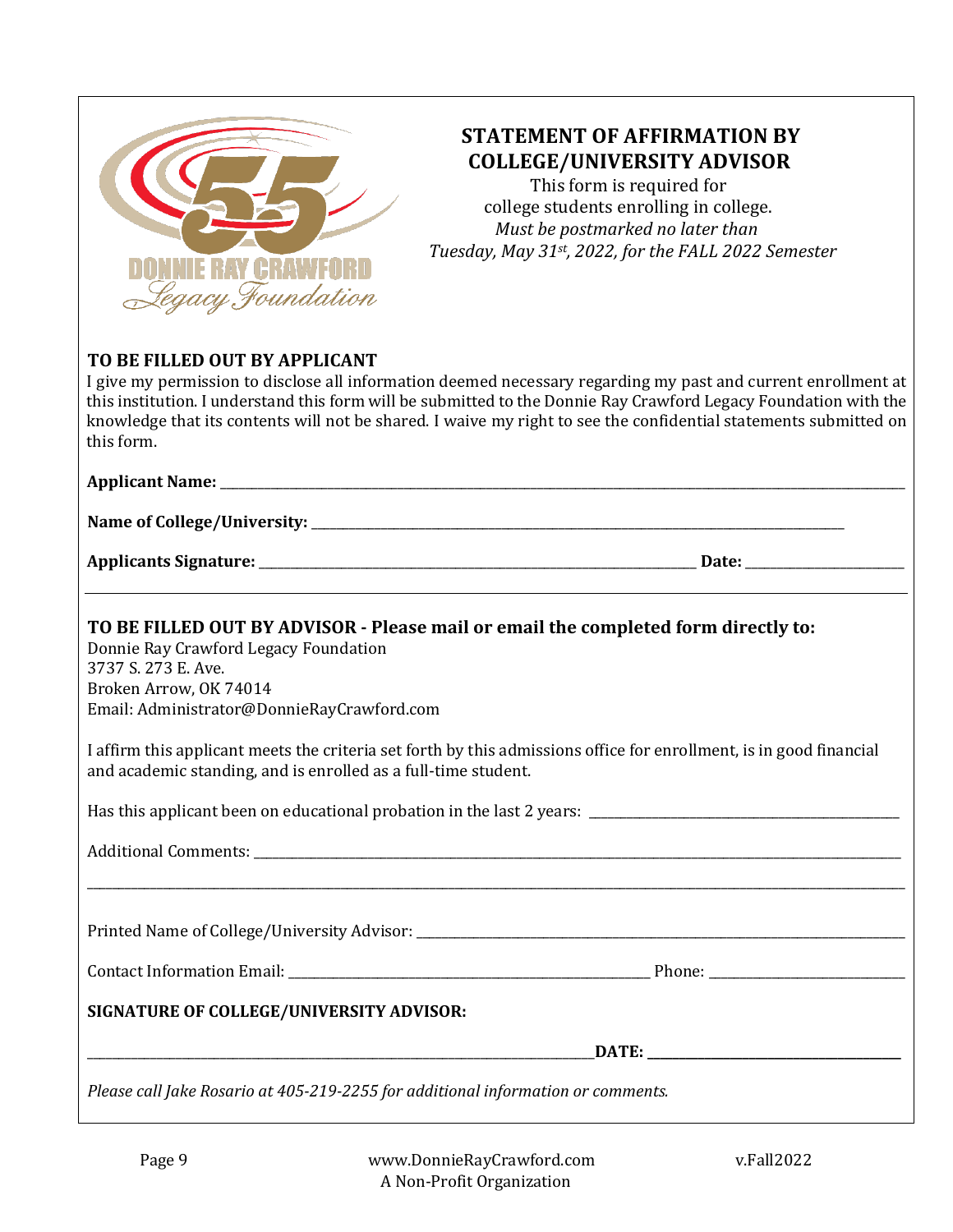# STATEMENT OF AFFIRMATION BY COLLEGE/UNIVERSITY ADVISOR

This form is required for college students enrolling in college.

*Must be postmarked no later than Tuesday, May 31st, 2022, for the FALL 2022 Semester*

## TO BE FILLED OUT BY APPLICANT

I give my permission to disclose all information deemed necessary regarding my past and current enrollment at this institution. I understand this form will be submitted to the Donnie Ray Crawford Legacy Foundation with the knowledge that its contents will not be shared. I waive my right to see the confidential statements submitted on this form.

**Applicant Name:** ______________________________________________

**Name of College/University:** ______________________________________________

**Applicants Signature:** ______________________________ **Date:** ______________

---

## TO BE FILLED OUT BY ADVISOR - Please mail or email the completed form directly to:

Donnie Ray Crawford Legacy Foundation
3737 S. 273 E. Ave.
Broken Arrow, OK 74014
Email: Administrator@DonnieRayCrawford.com

I affirm this applicant meets the criteria set forth by this admissions office for enrollment, is in good financial and academic standing, and is enrolled as a full-time student.

Has this applicant been on educational probation in the last 2 years: ______________________________

Additional Comments: ______________________________________________

______________________________________________

Printed Name of College/University Advisor: ______________________________________________

Contact Information Email: ______________________________ Phone: ______________

**SIGNATURE OF COLLEGE/UNIVERSITY ADVISOR:**

______________________________ **DATE:** ______________

*Please call Jake Rosario at 405-219-2255 for additional information or comments.*

www.DonnieRayCrawford.com
A Non-Profit Organization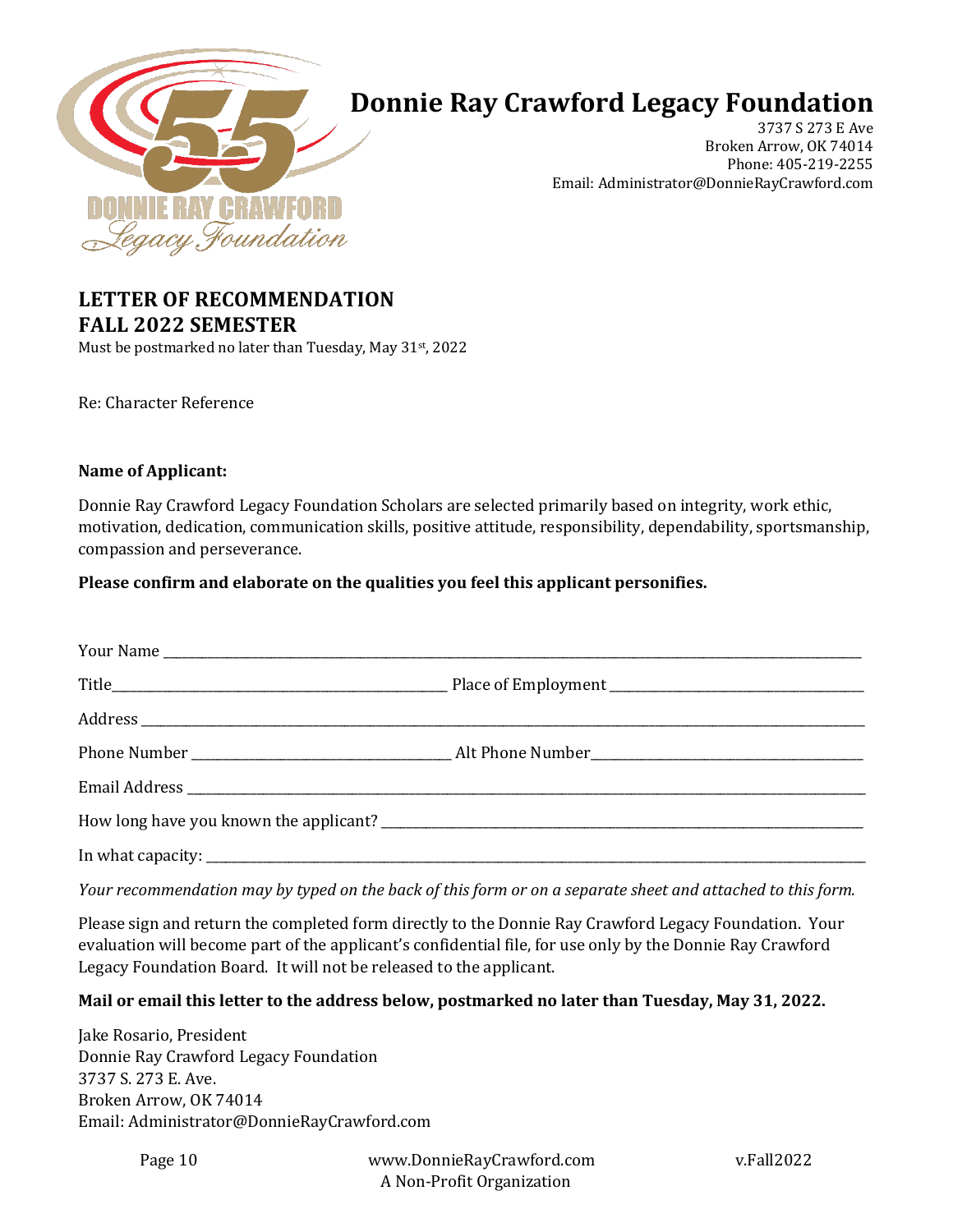# Donnie Ray Crawford Legacy Foundation

3737 S 273 E Ave
Broken Arrow, OK 74014
Phone: 405-219-2255
Email: Administrator@DonnieRayCrawford.com

## LETTER OF RECOMMENDATION
## FALL 2022 SEMESTER

Must be postmarked no later than Tuesday, May 31st, 2022

Re: Character Reference

**Name of Applicant:**

Donnie Ray Crawford Legacy Foundation Scholars are selected primarily based on integrity, work ethic, motivation, dedication, communication skills, positive attitude, responsibility, dependability, sportsmanship, compassion and perseverance.

**Please confirm and elaborate on the qualities you feel this applicant personifies.**

Your Name ______________________________________________

Title______________________ Place of Employment ______________________

Address ______________________________________________

Phone Number ______________________ Alt Phone Number______________________

Email Address ______________________________________________

How long have you known the applicant? ______________________________

In what capacity: ______________________________________________

*Your recommendation may by typed on the back of this form or on a separate sheet and attached to this form.*

Please sign and return the completed form directly to the Donnie Ray Crawford Legacy Foundation. Your evaluation will become part of the applicant's confidential file, for use only by the Donnie Ray Crawford Legacy Foundation Board. It will not be released to the applicant.

**Mail or email this letter to the address below, postmarked no later than Tuesday, May 31, 2022.**

Jake Rosario, President
Donnie Ray Crawford Legacy Foundation
3737 S. 273 E. Ave.
Broken Arrow, OK 74014
Email: Administrator@DonnieRayCrawford.com

www.DonnieRayCrawford.com
A Non-Profit Organization

v.Fall2022